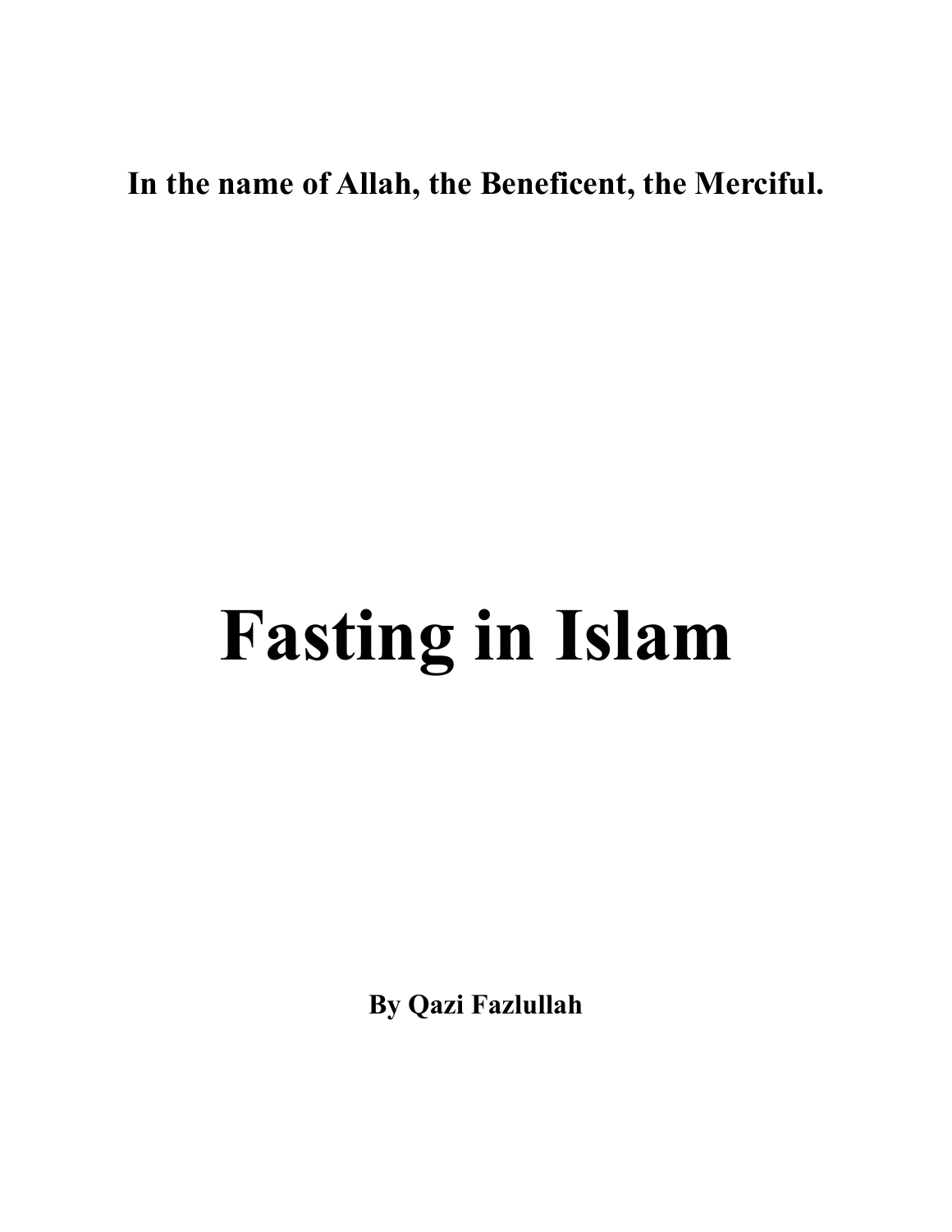**In the name of Allah, the Beneficent, the Merciful.**

# Fasting in Islam

**By Qazi Fazlullah**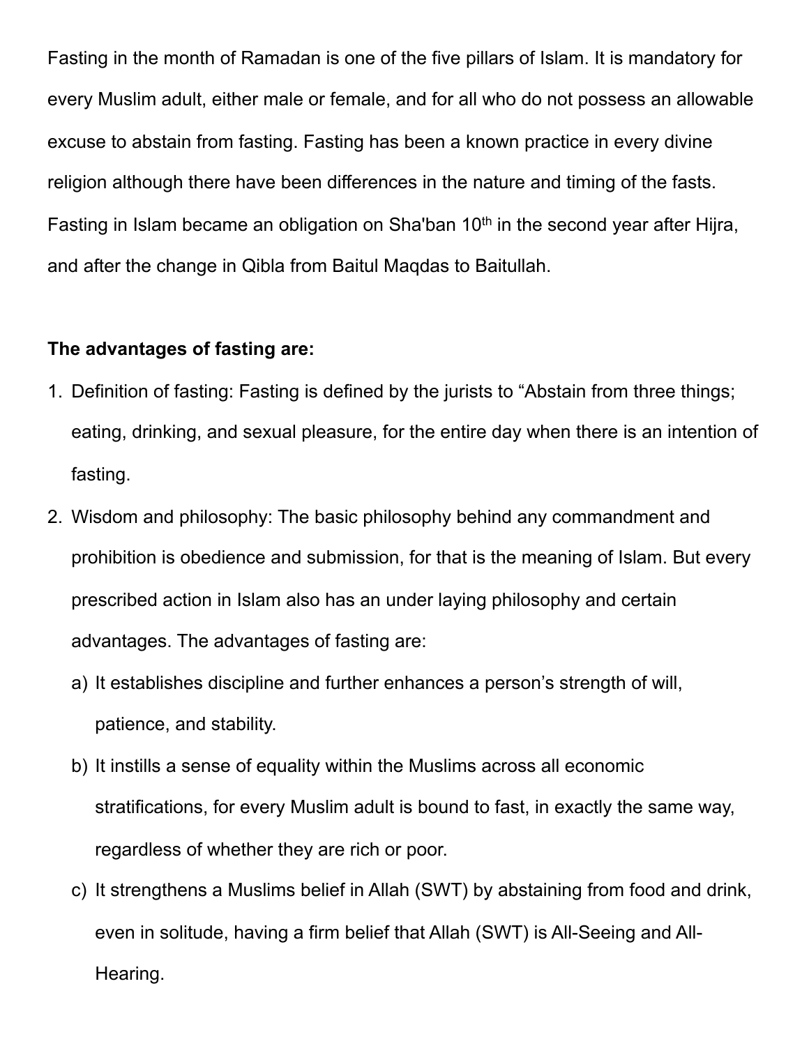Fasting in the month of Ramadan is one of the five pillars of Islam. It is mandatory for every Muslim adult, either male or female, and for all who do not possess an allowable excuse to abstain from fasting. Fasting has been a known practice in every divine religion although there have been differences in the nature and timing of the fasts. Fasting in Islam became an obligation on Sha'ban 10th in the second year after Hijra, and after the change in Qibla from Baitul Maqdas to Baitullah.

**The advantages of fasting are:**

1. Definition of fasting: Fasting is defined by the jurists to "Abstain from three things; eating, drinking, and sexual pleasure, for the entire day when there is an intention of fasting.
2. Wisdom and philosophy: The basic philosophy behind any commandment and prohibition is obedience and submission, for that is the meaning of Islam. But every prescribed action in Islam also has an under laying philosophy and certain advantages. The advantages of fasting are:
   a) It establishes discipline and further enhances a person's strength of will, patience, and stability.
   b) It instills a sense of equality within the Muslims across all economic stratifications, for every Muslim adult is bound to fast, in exactly the same way, regardless of whether they are rich or poor.
   c) It strengthens a Muslims belief in Allah (SWT) by abstaining from food and drink, even in solitude, having a firm belief that Allah (SWT) is All-Seeing and All-Hearing.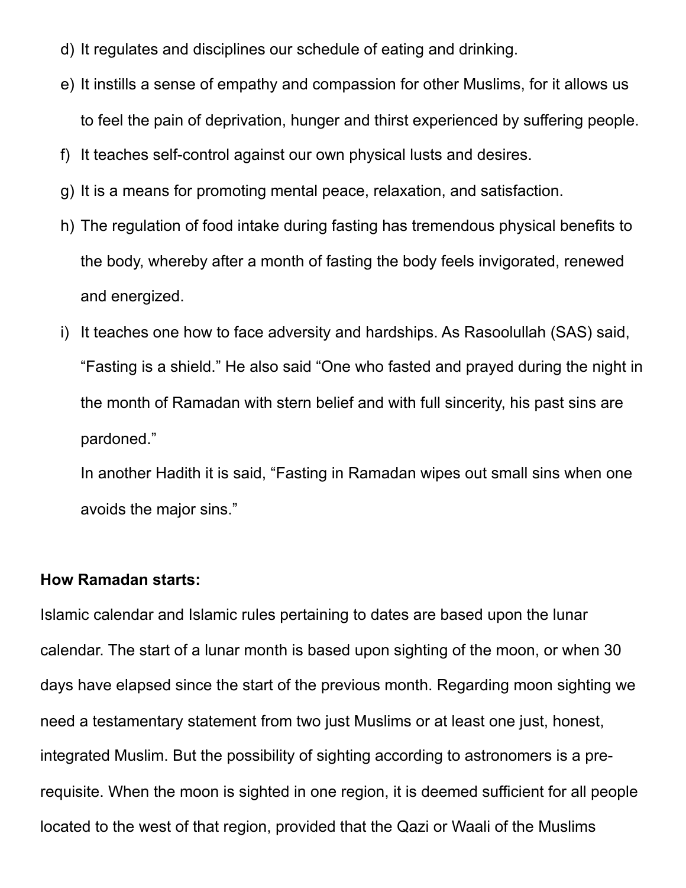d) It regulates and disciplines our schedule of eating and drinking.

e) It instills a sense of empathy and compassion for other Muslims, for it allows us to feel the pain of deprivation, hunger and thirst experienced by suffering people.

f) It teaches self-control against our own physical lusts and desires.

g) It is a means for promoting mental peace, relaxation, and satisfaction.

h) The regulation of food intake during fasting has tremendous physical benefits to the body, whereby after a month of fasting the body feels invigorated, renewed and energized.

i) It teaches one how to face adversity and hardships. As Rasoolullah (SAS) said, “Fasting is a shield.” He also said “One who fasted and prayed during the night in the month of Ramadan with stern belief and with full sincerity, his past sins are pardoned.”

   In another Hadith it is said, “Fasting in Ramadan wipes out small sins when one avoids the major sins.”

**How Ramadan starts:**

Islamic calendar and Islamic rules pertaining to dates are based upon the lunar calendar. The start of a lunar month is based upon sighting of the moon, or when 30 days have elapsed since the start of the previous month. Regarding moon sighting we need a testamentary statement from two just Muslims or at least one just, honest, integrated Muslim. But the possibility of sighting according to astronomers is a pre-requisite. When the moon is sighted in one region, it is deemed sufficient for all people located to the west of that region, provided that the Qazi or Waali of the Muslims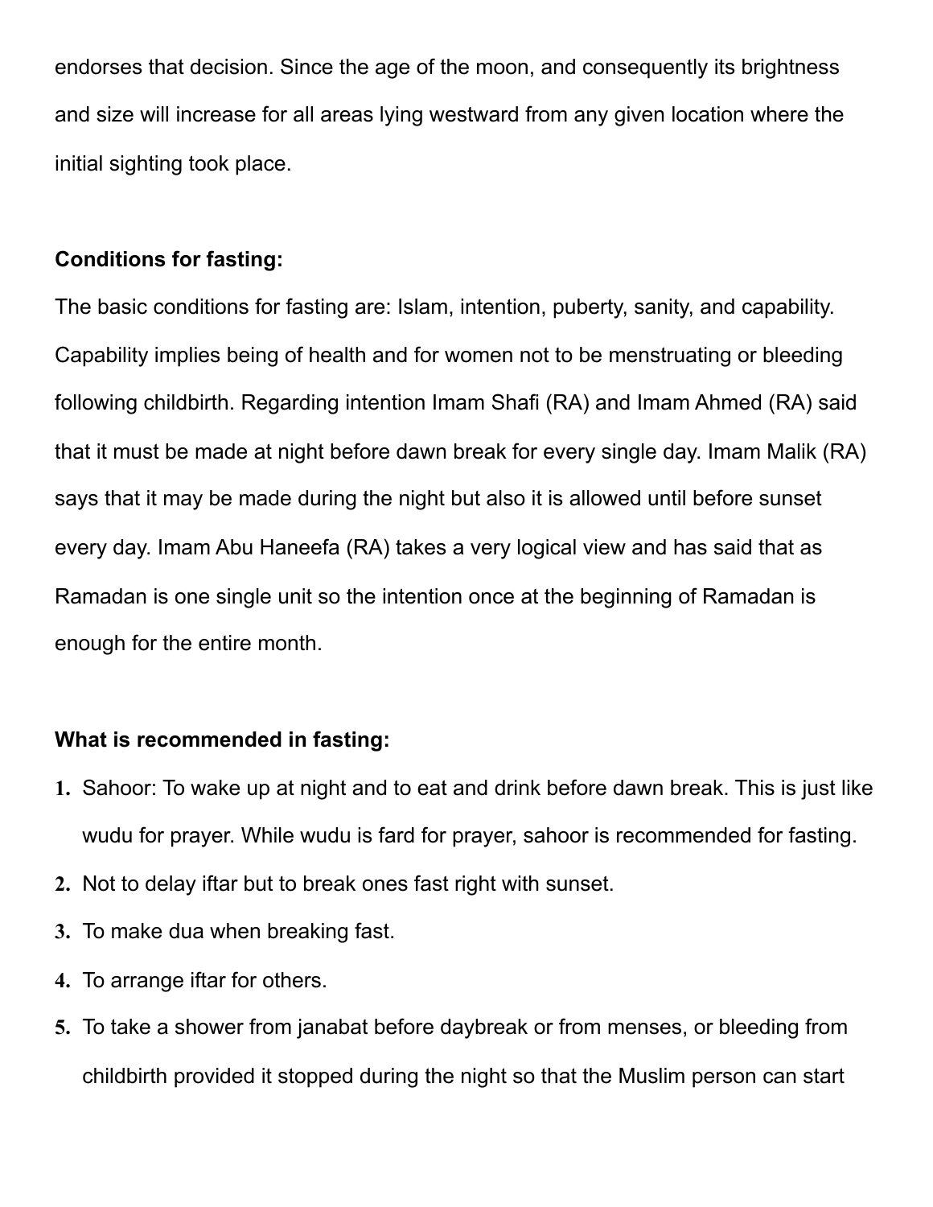endorses that decision. Since the age of the moon, and consequently its brightness and size will increase for all areas lying westward from any given location where the initial sighting took place.

**Conditions for fasting:**

The basic conditions for fasting are: Islam, intention, puberty, sanity, and capability. Capability implies being of health and for women not to be menstruating or bleeding following childbirth. Regarding intention Imam Shafi (RA) and Imam Ahmed (RA) said that it must be made at night before dawn break for every single day. Imam Malik (RA) says that it may be made during the night but also it is allowed until before sunset every day. Imam Abu Haneefa (RA) takes a very logical view and has said that as Ramadan is one single unit so the intention once at the beginning of Ramadan is enough for the entire month.

**What is recommended in fasting:**

1. Sahoor: To wake up at night and to eat and drink before dawn break. This is just like wudu for prayer. While wudu is fard for prayer, sahoor is recommended for fasting.
2. Not to delay iftar but to break ones fast right with sunset.
3. To make dua when breaking fast.
4. To arrange iftar for others.
5. To take a shower from janabat before daybreak or from menses, or bleeding from childbirth provided it stopped during the night so that the Muslim person can start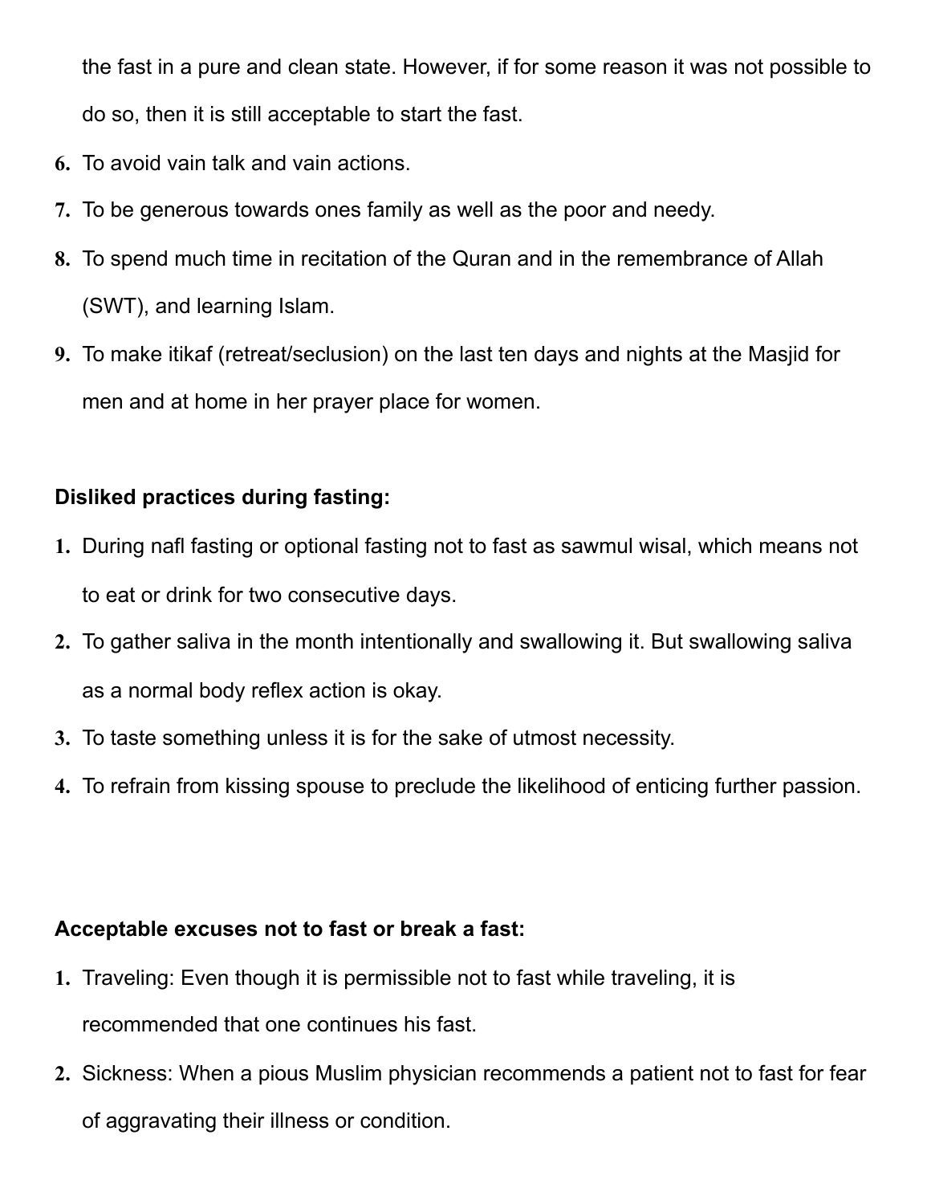the fast in a pure and clean state. However, if for some reason it was not possible to do so, then it is still acceptable to start the fast.

6. To avoid vain talk and vain actions.
7. To be generous towards ones family as well as the poor and needy.
8. To spend much time in recitation of the Quran and in the remembrance of Allah (SWT), and learning Islam.
9. To make itikaf (retreat/seclusion) on the last ten days and nights at the Masjid for men and at home in her prayer place for women.

**Disliked practices during fasting:**

1. During nafl fasting or optional fasting not to fast as sawmul wisal, which means not to eat or drink for two consecutive days.
2. To gather saliva in the month intentionally and swallowing it. But swallowing saliva as a normal body reflex action is okay.
3. To taste something unless it is for the sake of utmost necessity.
4. To refrain from kissing spouse to preclude the likelihood of enticing further passion.

**Acceptable excuses not to fast or break a fast:**

1. Traveling: Even though it is permissible not to fast while traveling, it is recommended that one continues his fast.
2. Sickness: When a pious Muslim physician recommends a patient not to fast for fear of aggravating their illness or condition.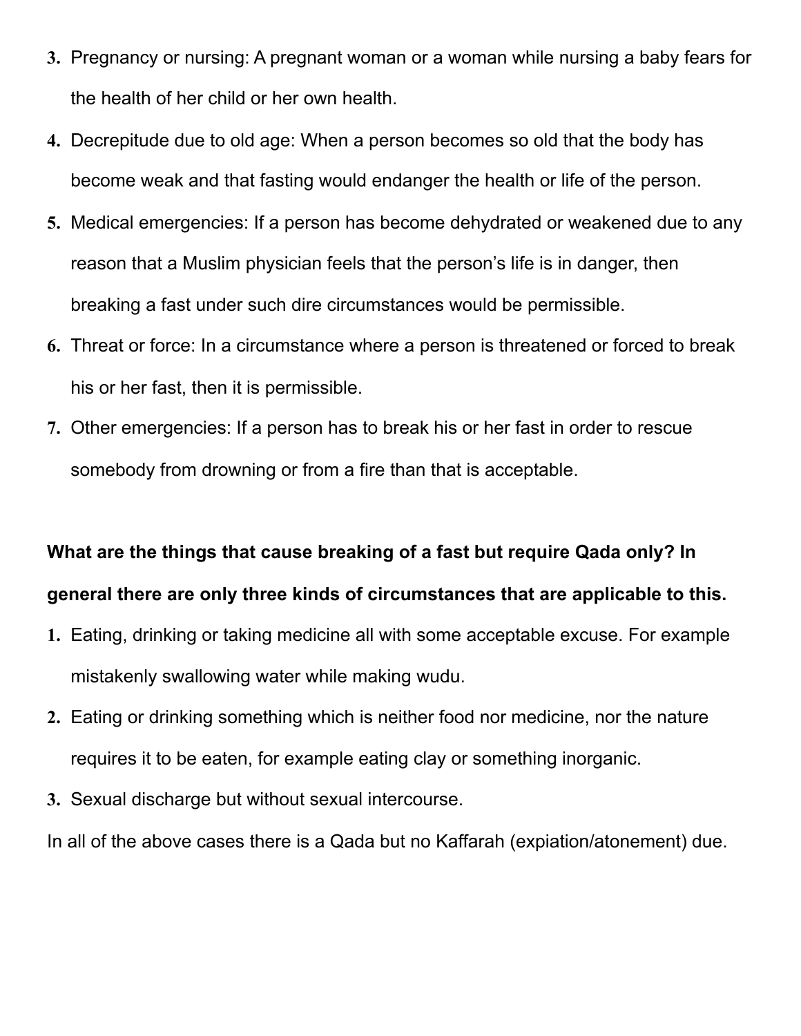3. Pregnancy or nursing: A pregnant woman or a woman while nursing a baby fears for the health of her child or her own health.
4. Decrepitude due to old age: When a person becomes so old that the body has become weak and that fasting would endanger the health or life of the person.
5. Medical emergencies: If a person has become dehydrated or weakened due to any reason that a Muslim physician feels that the person's life is in danger, then breaking a fast under such dire circumstances would be permissible.
6. Threat or force: In a circumstance where a person is threatened or forced to break his or her fast, then it is permissible.
7. Other emergencies: If a person has to break his or her fast in order to rescue somebody from drowning or from a fire than that is acceptable.

**What are the things that cause breaking of a fast but require Qada only? In general there are only three kinds of circumstances that are applicable to this.**

1. Eating, drinking or taking medicine all with some acceptable excuse. For example mistakenly swallowing water while making wudu.
2. Eating or drinking something which is neither food nor medicine, nor the nature requires it to be eaten, for example eating clay or something inorganic.
3. Sexual discharge but without sexual intercourse.

In all of the above cases there is a Qada but no Kaffarah (expiation/atonement) due.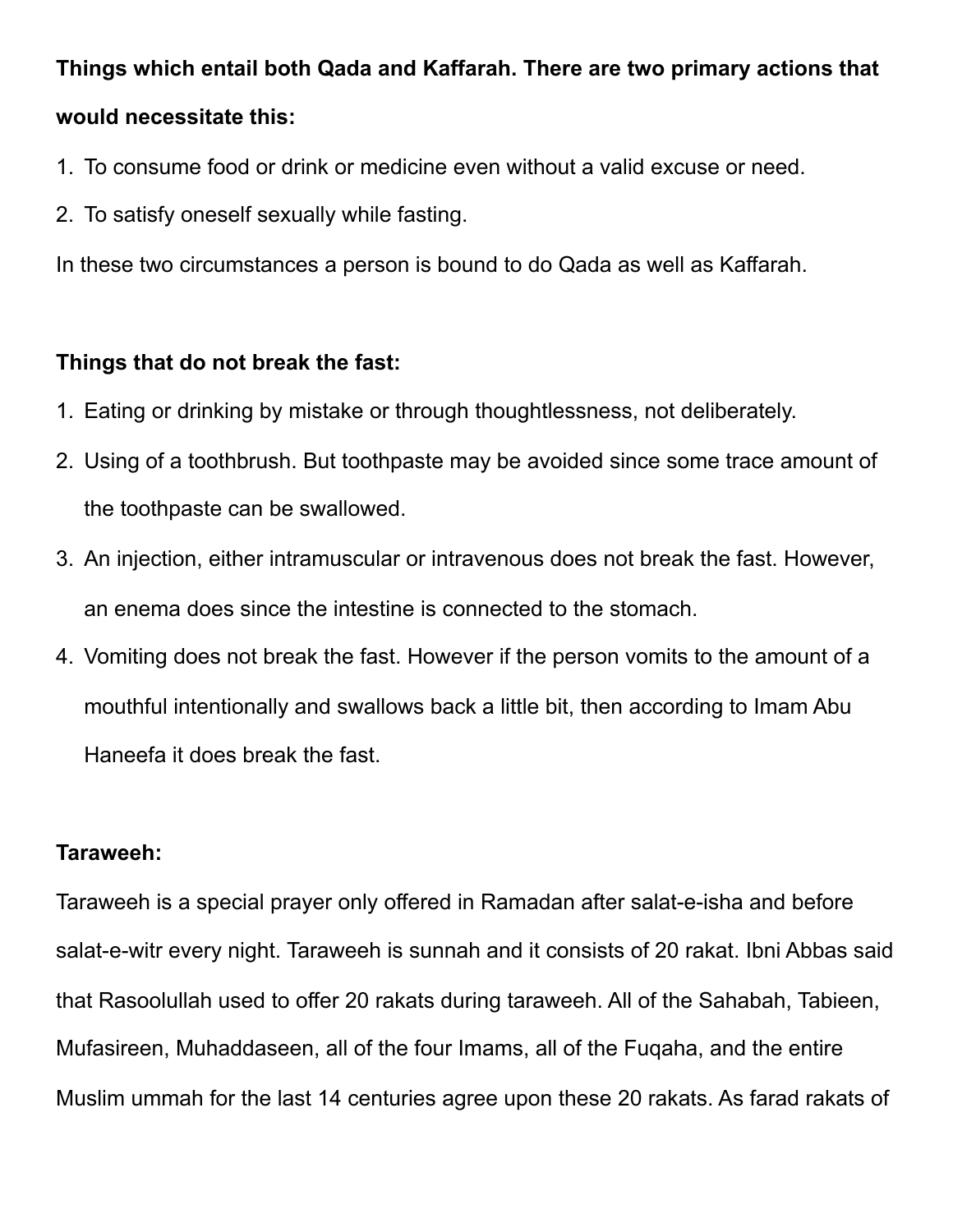**Things which entail both Qada and Kaffarah. There are two primary actions that would necessitate this:**

1. To consume food or drink or medicine even without a valid excuse or need.
2. To satisfy oneself sexually while fasting.

In these two circumstances a person is bound to do Qada as well as Kaffarah.

**Things that do not break the fast:**

1. Eating or drinking by mistake or through thoughtlessness, not deliberately.
2. Using of a toothbrush. But toothpaste may be avoided since some trace amount of the toothpaste can be swallowed.
3. An injection, either intramuscular or intravenous does not break the fast. However, an enema does since the intestine is connected to the stomach.
4. Vomiting does not break the fast. However if the person vomits to the amount of a mouthful intentionally and swallows back a little bit, then according to Imam Abu Haneefa it does break the fast.

**Taraweeh:**

Taraweeh is a special prayer only offered in Ramadan after salat-e-isha and before salat-e-witr every night. Taraweeh is sunnah and it consists of 20 rakat. Ibni Abbas said that Rasoolullah used to offer 20 rakats during taraweeh. All of the Sahabah, Tabieen, Mufasireen, Muhaddaseen, all of the four Imams, all of the Fuqaha, and the entire Muslim ummah for the last 14 centuries agree upon these 20 rakats. As farad rakats of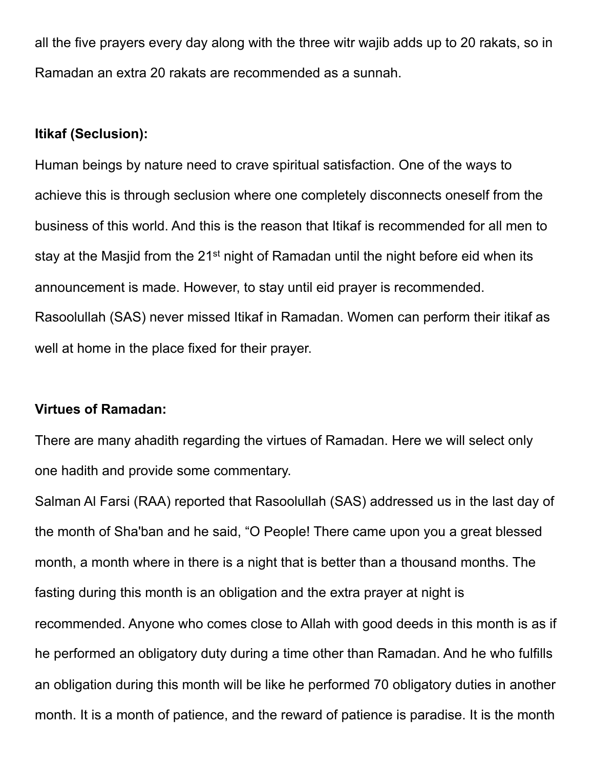all the five prayers every day along with the three witr wajib adds up to 20 rakats, so in Ramadan an extra 20 rakats are recommended as a sunnah.

**Itikaf (Seclusion):**

Human beings by nature need to crave spiritual satisfaction. One of the ways to achieve this is through seclusion where one completely disconnects oneself from the business of this world. And this is the reason that Itikaf is recommended for all men to stay at the Masjid from the 21st night of Ramadan until the night before eid when its announcement is made. However, to stay until eid prayer is recommended. Rasoolullah (SAS) never missed Itikaf in Ramadan. Women can perform their itikaf as well at home in the place fixed for their prayer.

**Virtues of Ramadan:**

There are many ahadith regarding the virtues of Ramadan. Here we will select only one hadith and provide some commentary.

Salman Al Farsi (RAA) reported that Rasoolullah (SAS) addressed us in the last day of the month of Sha'ban and he said, "O People! There came upon you a great blessed month, a month where in there is a night that is better than a thousand months. The fasting during this month is an obligation and the extra prayer at night is recommended. Anyone who comes close to Allah with good deeds in this month is as if he performed an obligatory duty during a time other than Ramadan. And he who fulfills an obligation during this month will be like he performed 70 obligatory duties in another month. It is a month of patience, and the reward of patience is paradise. It is the month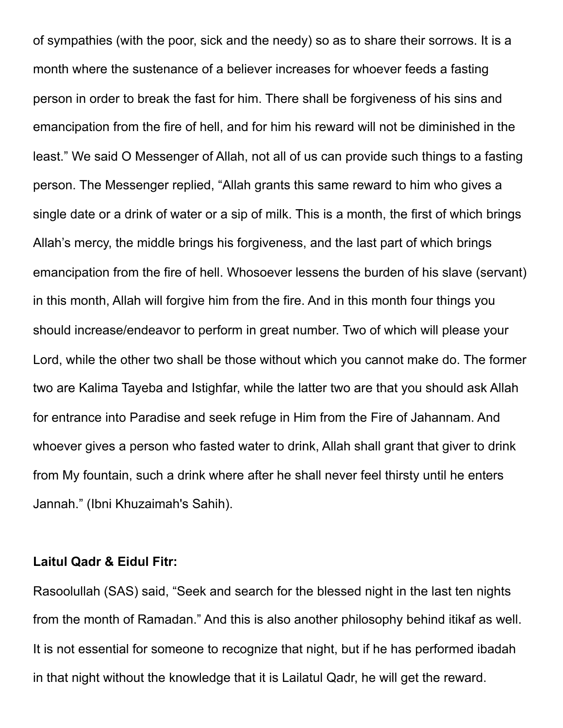of sympathies (with the poor, sick and the needy) so as to share their sorrows. It is a month where the sustenance of a believer increases for whoever feeds a fasting person in order to break the fast for him. There shall be forgiveness of his sins and emancipation from the fire of hell, and for him his reward will not be diminished in the least." We said O Messenger of Allah, not all of us can provide such things to a fasting person. The Messenger replied, "Allah grants this same reward to him who gives a single date or a drink of water or a sip of milk. This is a month, the first of which brings Allah's mercy, the middle brings his forgiveness, and the last part of which brings emancipation from the fire of hell. Whosoever lessens the burden of his slave (servant) in this month, Allah will forgive him from the fire. And in this month four things you should increase/endeavor to perform in great number. Two of which will please your Lord, while the other two shall be those without which you cannot make do. The former two are Kalima Tayeba and Istighfar, while the latter two are that you should ask Allah for entrance into Paradise and seek refuge in Him from the Fire of Jahannam. And whoever gives a person who fasted water to drink, Allah shall grant that giver to drink from My fountain, such a drink where after he shall never feel thirsty until he enters Jannah." (Ibni Khuzaimah's Sahih).

**Laitul Qadr & Eidul Fitr:**

Rasoolullah (SAS) said, "Seek and search for the blessed night in the last ten nights from the month of Ramadan." And this is also another philosophy behind itikaf as well. It is not essential for someone to recognize that night, but if he has performed ibadah in that night without the knowledge that it is Lailatul Qadr, he will get the reward.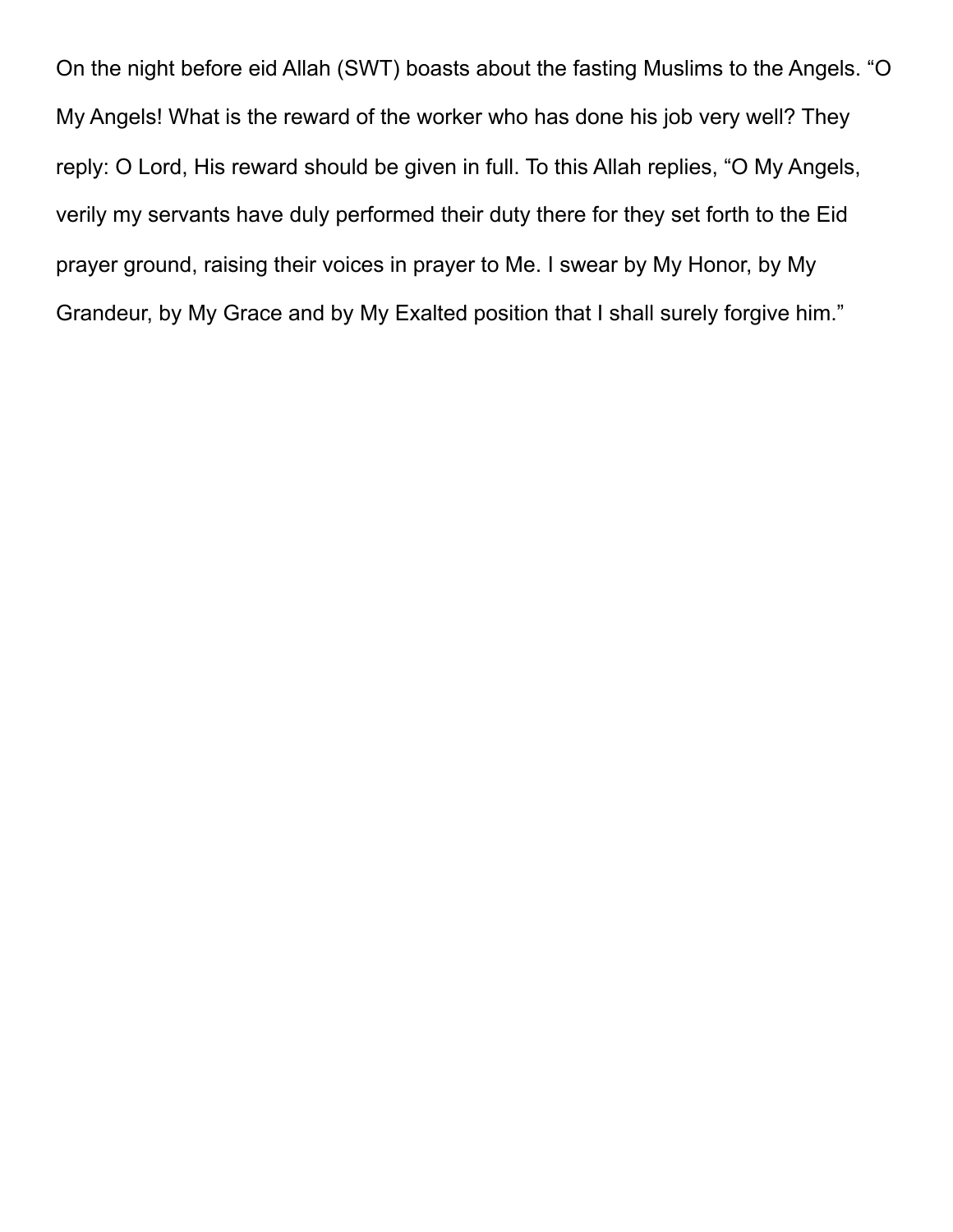On the night before eid Allah (SWT) boasts about the fasting Muslims to the Angels. “O My Angels! What is the reward of the worker who has done his job very well? They reply: O Lord, His reward should be given in full. To this Allah replies, “O My Angels, verily my servants have duly performed their duty there for they set forth to the Eid prayer ground, raising their voices in prayer to Me. I swear by My Honor, by My Grandeur, by My Grace and by My Exalted position that I shall surely forgive him.”